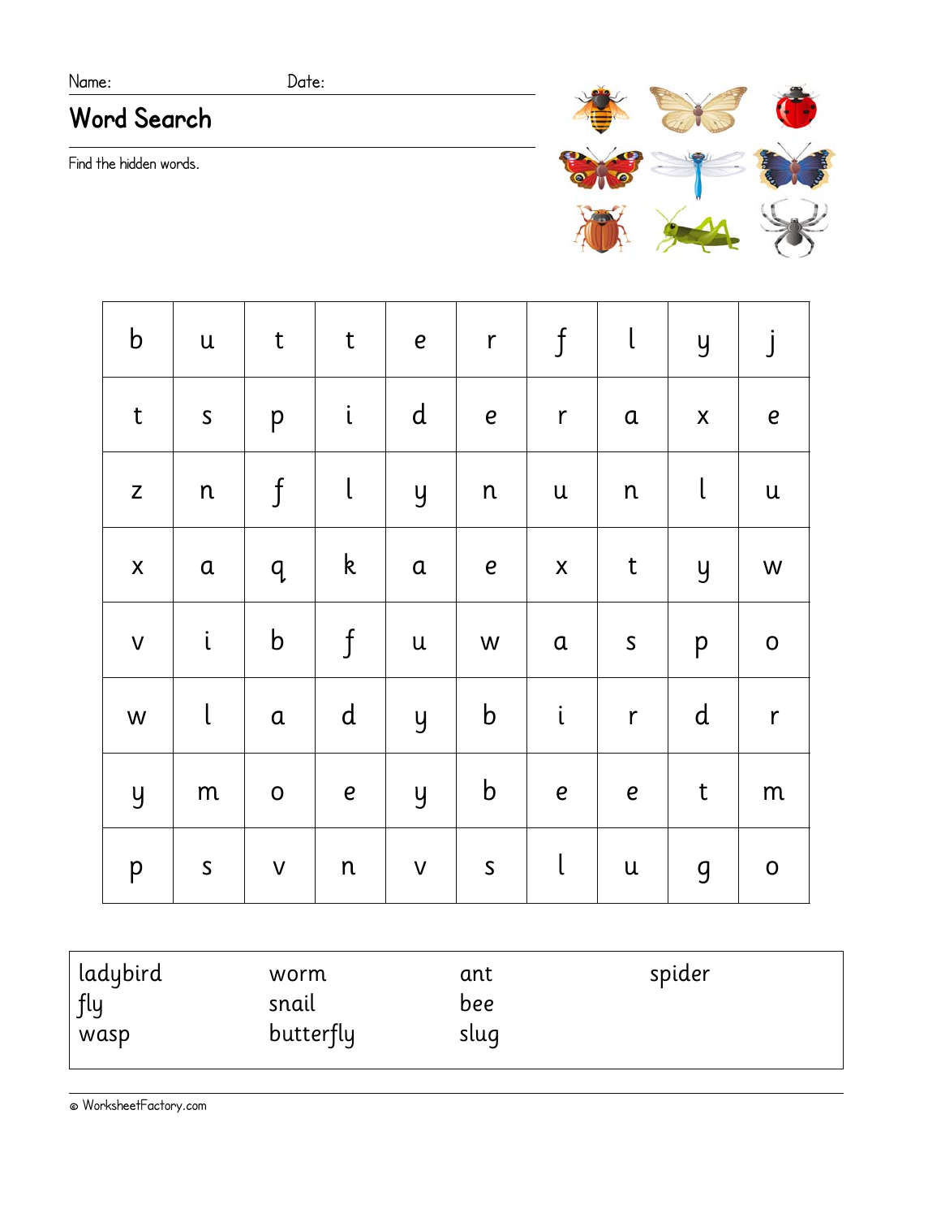Name: Date:

# Word Search

Find the hidden words.

| | | | | | | | | | |
|---|---|---|---|---|---|---|---|---|---|
| b | u | t | t | e | r | f | l | y | j |
| t | s | p | i | d | e | r | a | x | e |
| z | n | f | l | y | n | u | n | l | u |
| x | a | q | k | a | e | x | t | y | w |
| v | i | b | f | u | w | a | s | p | o |
| w | l | a | d | y | b | i | r | d | r |
| y | m | o | e | y | b | e | e | t | m |
| p | s | v | n | v | s | l | u | g | o |

| | | | |
|---|---|---|---|
| ladybird | worm | ant | spider |
| fly | snail | bee | |
| wasp | butterfly | slug | |

© WorksheetFactory.com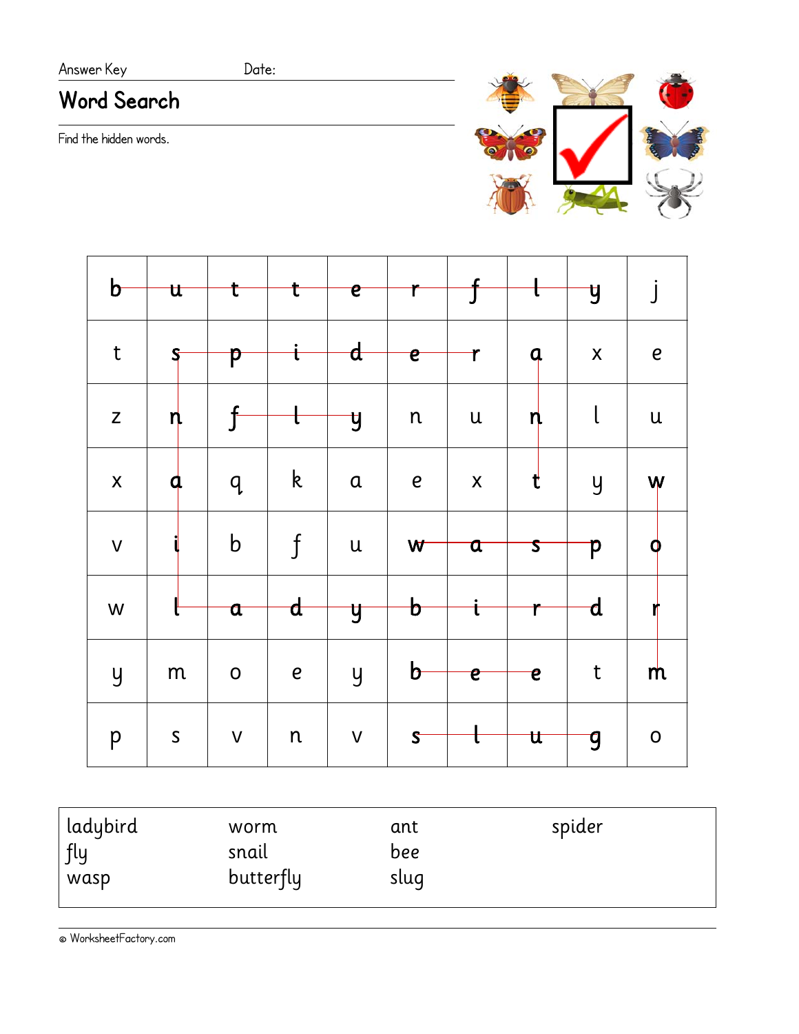Answer Key Date:

# Word Search

Find the hidden words.

| | | | | | | | | | |
|---|---|---|---|---|---|---|---|---|---|
| b | u | t | t | e | r | f | l | y | j |
| t | s | p | i | d | e | r | a | x | e |
| z | n | f | l | y | n | u | n | l | u |
| x | a | q | k | a | e | x | t | y | w |
| v | i | b | f | u | w | a | s | p | o |
| w | l | a | d | y | b | i | r | d | r |
| y | m | o | e | y | b | e | e | t | m |
| p | s | v | n | v | s | l | u | g | o |

| | | | |
|---|---|---|---|
| ladybird | worm | ant | spider |
| fly | snail | bee | |
| wasp | butterfly | slug | |

© WorksheetFactory.com